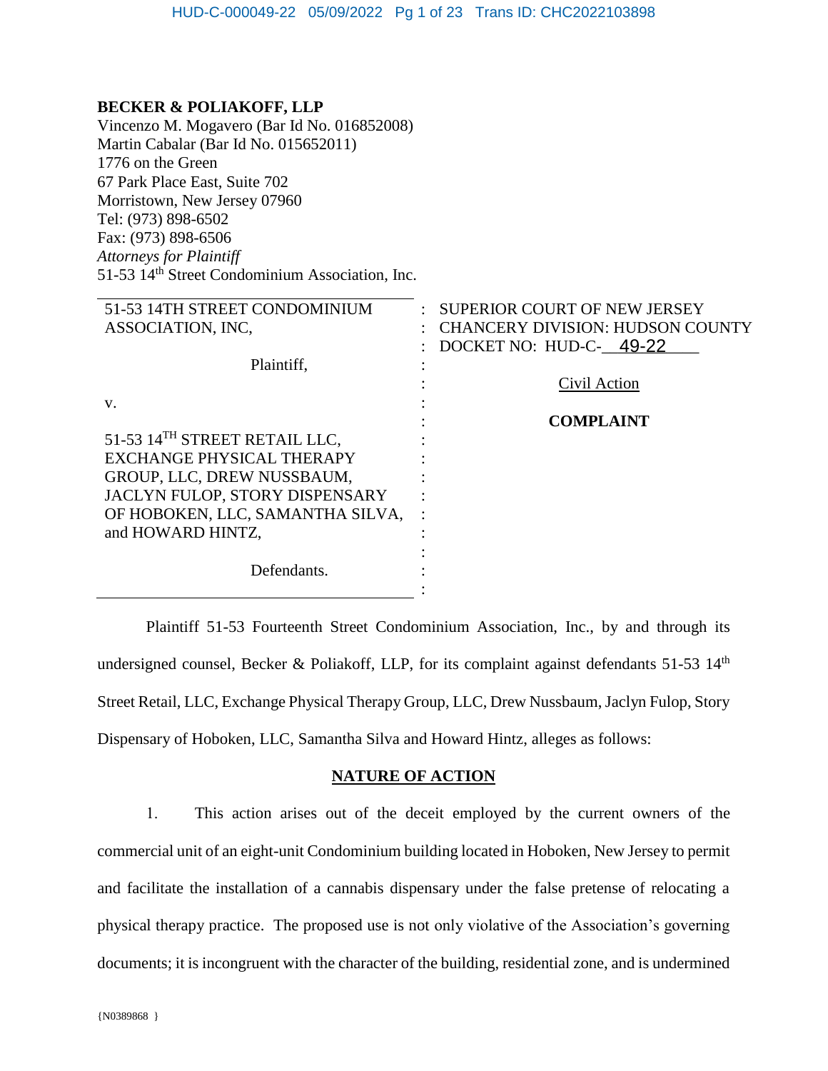**BECKER & POLIAKOFF, LLP**
Vincenzo M. Mogavero (Bar Id No. 016852008)
Martin Cabalar (Bar Id No. 015652011)
1776 on the Green
67 Park Place East, Suite 702
Morristown, New Jersey 07960
Tel: (973) 898-6502
Fax: (973) 898-6506
*Attorneys for Plaintiff*
51-53 14th Street Condominium Association, Inc.

| | | |
|---|---|---|
| 51-53 14TH STREET CONDOMINIUM ASSOCIATION, INC,<br><br>Plaintiff,<br><br>v.<br><br>51-53 14TH STREET RETAIL LLC, EXCHANGE PHYSICAL THERAPY GROUP, LLC, DREW NUSSBAUM, JACLYN FULOP, STORY DISPENSARY OF HOBOKEN, LLC, SAMANTHA SILVA, and HOWARD HINTZ,<br><br>Defendants. | : | SUPERIOR COURT OF NEW JERSEY<br>CHANCERY DIVISION: HUDSON COUNTY<br>DOCKET NO: HUD-C-49-22<br><br><u>Civil Action</u><br><br>**COMPLAINT** |

Plaintiff 51-53 Fourteenth Street Condominium Association, Inc., by and through its undersigned counsel, Becker & Poliakoff, LLP, for its complaint against defendants 51-53 14th Street Retail, LLC, Exchange Physical Therapy Group, LLC, Drew Nussbaum, Jaclyn Fulop, Story Dispensary of Hoboken, LLC, Samantha Silva and Howard Hintz, alleges as follows:

## NATURE OF ACTION

1. This action arises out of the deceit employed by the current owners of the commercial unit of an eight-unit Condominium building located in Hoboken, New Jersey to permit and facilitate the installation of a cannabis dispensary under the false pretense of relocating a physical therapy practice. The proposed use is not only violative of the Association's governing documents; it is incongruent with the character of the building, residential zone, and is undermined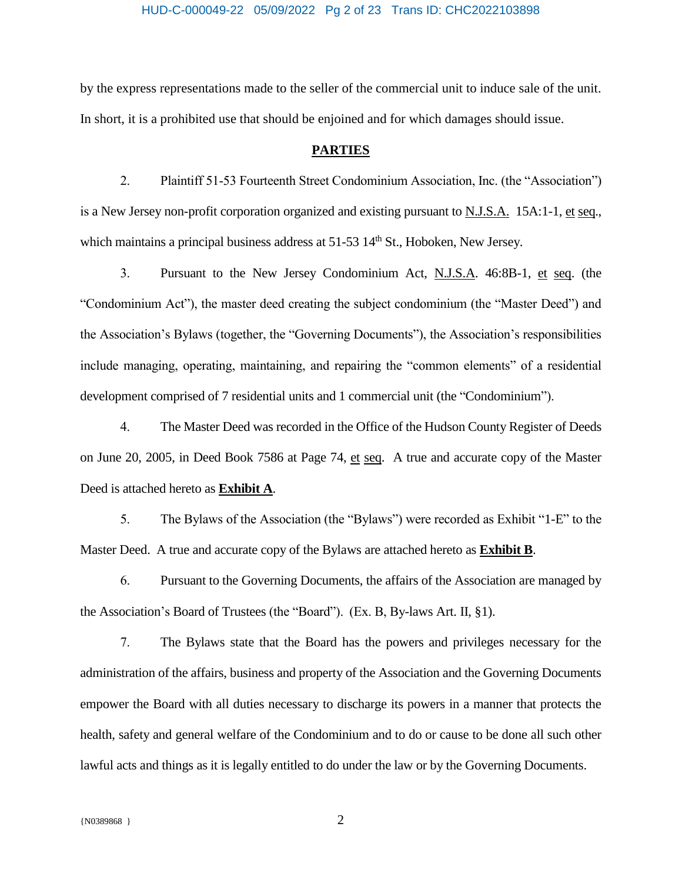by the express representations made to the seller of the commercial unit to induce sale of the unit. In short, it is a prohibited use that should be enjoined and for which damages should issue.

## PARTIES

2. Plaintiff 51-53 Fourteenth Street Condominium Association, Inc. (the "Association") is a New Jersey non-profit corporation organized and existing pursuant to N.J.S.A. 15A:1-1, et seq., which maintains a principal business address at 51-53 14th St., Hoboken, New Jersey.

3. Pursuant to the New Jersey Condominium Act, N.J.S.A. 46:8B-1, et seq. (the "Condominium Act"), the master deed creating the subject condominium (the "Master Deed") and the Association's Bylaws (together, the "Governing Documents"), the Association's responsibilities include managing, operating, maintaining, and repairing the "common elements" of a residential development comprised of 7 residential units and 1 commercial unit (the "Condominium").

4. The Master Deed was recorded in the Office of the Hudson County Register of Deeds on June 20, 2005, in Deed Book 7586 at Page 74, et seq. A true and accurate copy of the Master Deed is attached hereto as **Exhibit A**.

5. The Bylaws of the Association (the "Bylaws") were recorded as Exhibit "1-E" to the Master Deed. A true and accurate copy of the Bylaws are attached hereto as **Exhibit B**.

6. Pursuant to the Governing Documents, the affairs of the Association are managed by the Association's Board of Trustees (the "Board"). (Ex. B, By-laws Art. II, §1).

7. The Bylaws state that the Board has the powers and privileges necessary for the administration of the affairs, business and property of the Association and the Governing Documents empower the Board with all duties necessary to discharge its powers in a manner that protects the health, safety and general welfare of the Condominium and to do or cause to be done all such other lawful acts and things as it is legally entitled to do under the law or by the Governing Documents.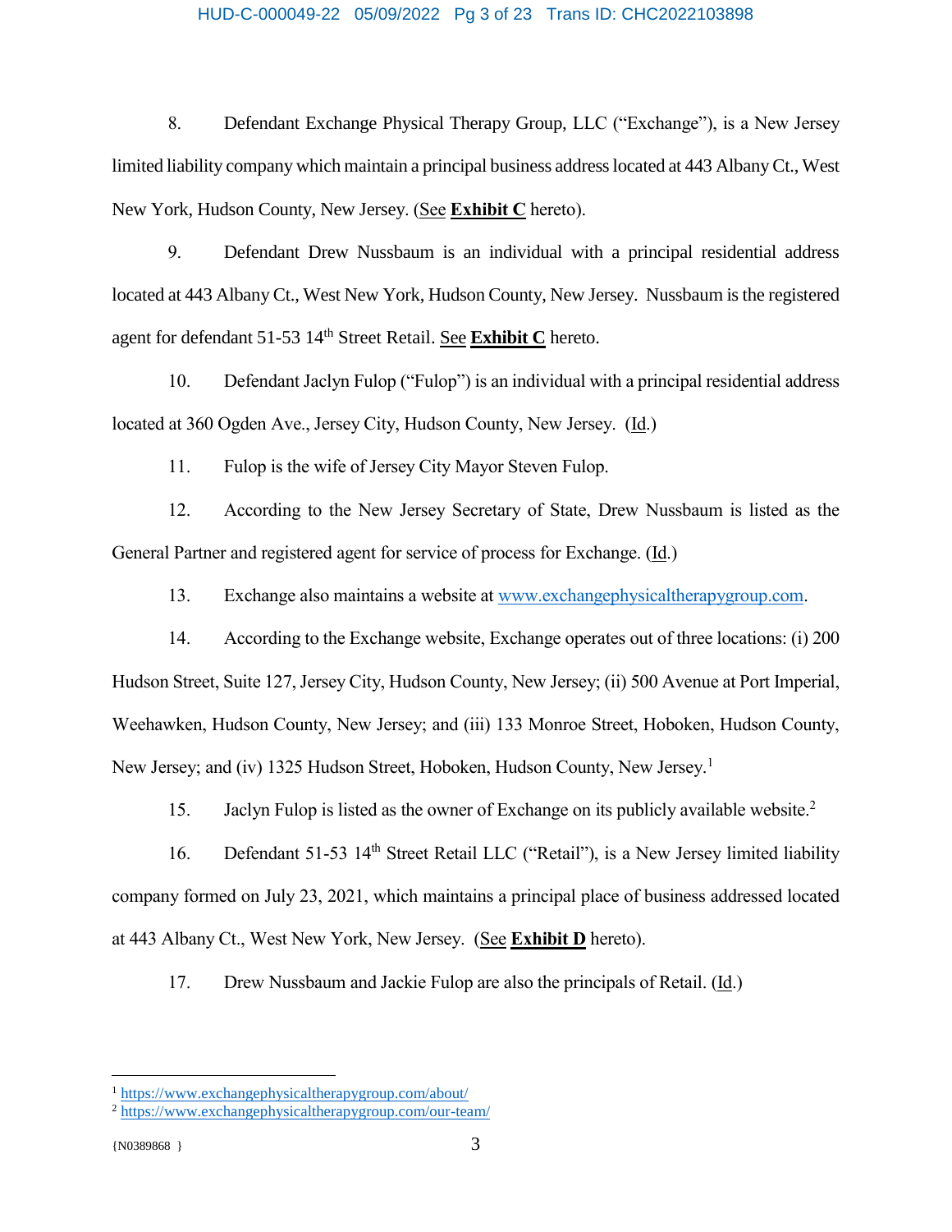8. Defendant Exchange Physical Therapy Group, LLC ("Exchange"), is a New Jersey limited liability company which maintain a principal business address located at 443 Albany Ct., West New York, Hudson County, New Jersey. (See **Exhibit C** hereto).

9. Defendant Drew Nussbaum is an individual with a principal residential address located at 443 Albany Ct., West New York, Hudson County, New Jersey. Nussbaum is the registered agent for defendant 51-53 14th Street Retail. See **Exhibit C** hereto.

10. Defendant Jaclyn Fulop ("Fulop") is an individual with a principal residential address located at 360 Ogden Ave., Jersey City, Hudson County, New Jersey. (Id.)

11. Fulop is the wife of Jersey City Mayor Steven Fulop.

12. According to the New Jersey Secretary of State, Drew Nussbaum is listed as the General Partner and registered agent for service of process for Exchange. (Id.)

13. Exchange also maintains a website at www.exchangephysicaltherapygroup.com.

14. According to the Exchange website, Exchange operates out of three locations: (i) 200 Hudson Street, Suite 127, Jersey City, Hudson County, New Jersey; (ii) 500 Avenue at Port Imperial, Weehawken, Hudson County, New Jersey; and (iii) 133 Monroe Street, Hoboken, Hudson County, New Jersey; and (iv) 1325 Hudson Street, Hoboken, Hudson County, New Jersey.[1]

15. Jaclyn Fulop is listed as the owner of Exchange on its publicly available website.[2]

16. Defendant 51-53 14th Street Retail LLC ("Retail"), is a New Jersey limited liability company formed on July 23, 2021, which maintains a principal place of business addressed located at 443 Albany Ct., West New York, New Jersey. (See **Exhibit D** hereto).

17. Drew Nussbaum and Jackie Fulop are also the principals of Retail. (Id.)

---

[1] https://www.exchangephysicaltherapygroup.com/about/

[2] https://www.exchangephysicaltherapygroup.com/our-team/

{N0389868 }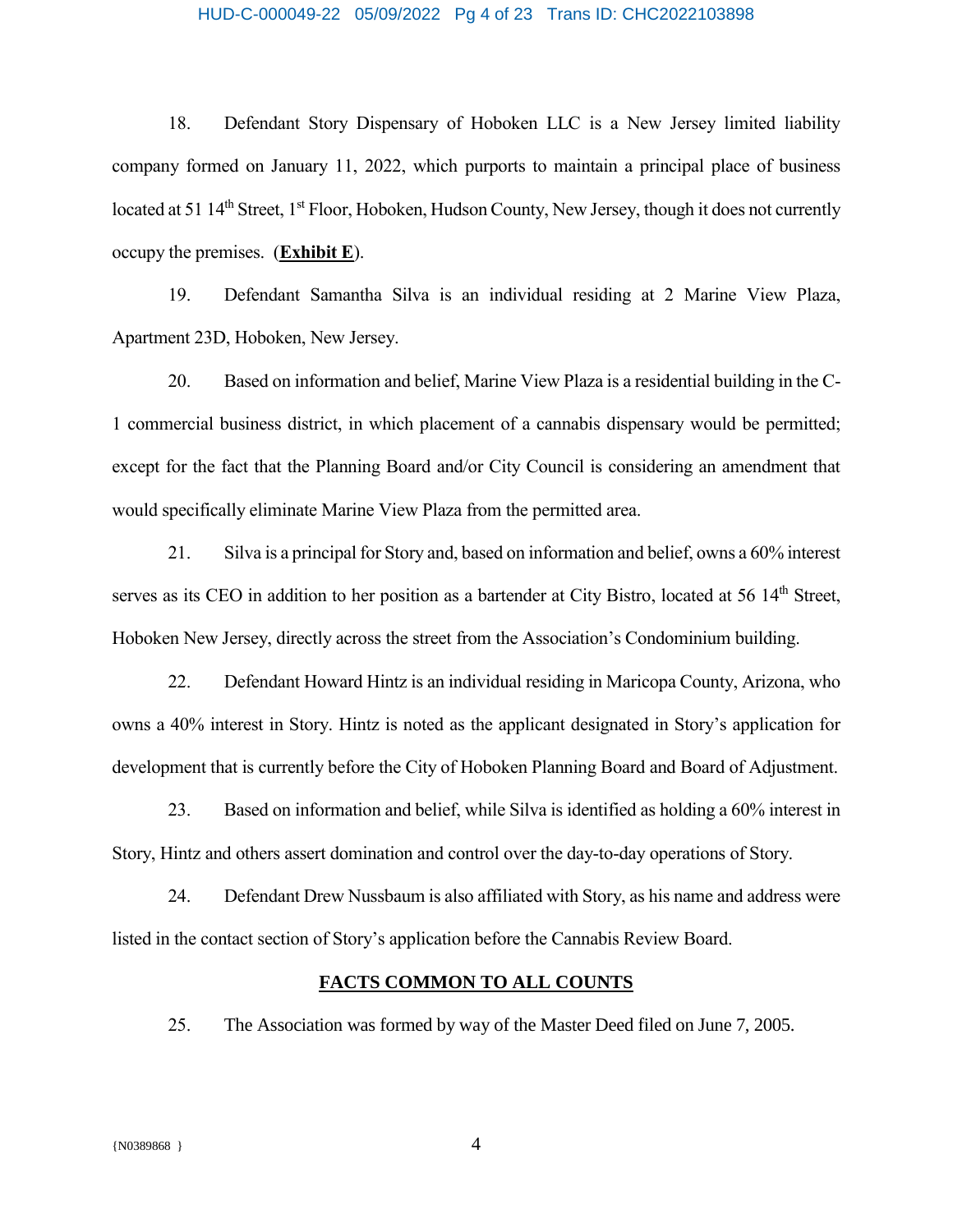18. Defendant Story Dispensary of Hoboken LLC is a New Jersey limited liability company formed on January 11, 2022, which purports to maintain a principal place of business located at 51 14th Street, 1st Floor, Hoboken, Hudson County, New Jersey, though it does not currently occupy the premises. (**Exhibit E**).

19. Defendant Samantha Silva is an individual residing at 2 Marine View Plaza, Apartment 23D, Hoboken, New Jersey.

20. Based on information and belief, Marine View Plaza is a residential building in the C-1 commercial business district, in which placement of a cannabis dispensary would be permitted; except for the fact that the Planning Board and/or City Council is considering an amendment that would specifically eliminate Marine View Plaza from the permitted area.

21. Silva is a principal for Story and, based on information and belief, owns a 60% interest serves as its CEO in addition to her position as a bartender at City Bistro, located at 56 14th Street, Hoboken New Jersey, directly across the street from the Association's Condominium building.

22. Defendant Howard Hintz is an individual residing in Maricopa County, Arizona, who owns a 40% interest in Story. Hintz is noted as the applicant designated in Story's application for development that is currently before the City of Hoboken Planning Board and Board of Adjustment.

23. Based on information and belief, while Silva is identified as holding a 60% interest in Story, Hintz and others assert domination and control over the day-to-day operations of Story.

24. Defendant Drew Nussbaum is also affiliated with Story, as his name and address were listed in the contact section of Story's application before the Cannabis Review Board.

## FACTS COMMON TO ALL COUNTS

25. The Association was formed by way of the Master Deed filed on June 7, 2005.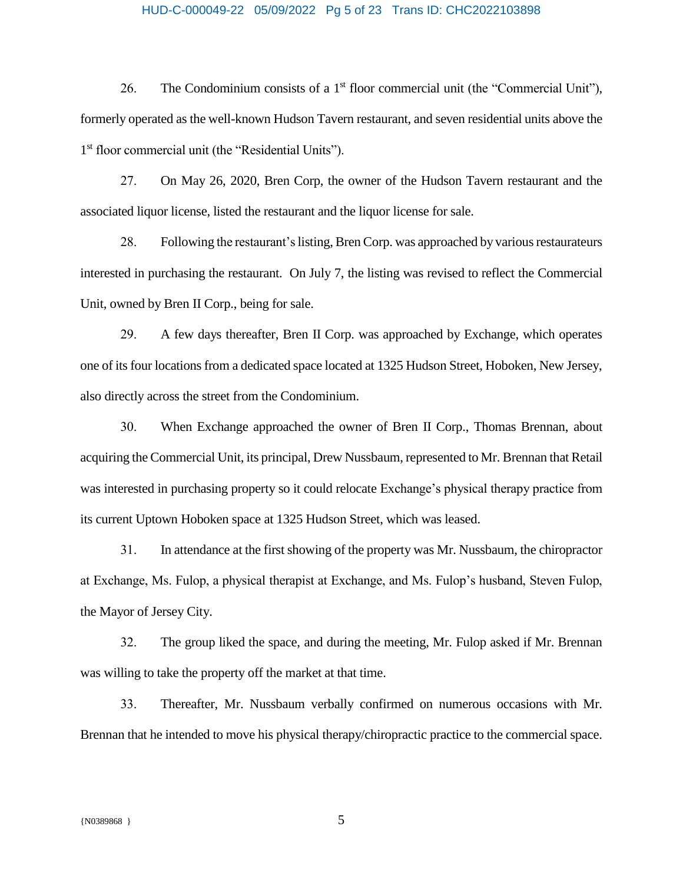26. The Condominium consists of a 1st floor commercial unit (the "Commercial Unit"), formerly operated as the well-known Hudson Tavern restaurant, and seven residential units above the 1st floor commercial unit (the "Residential Units").

27. On May 26, 2020, Bren Corp, the owner of the Hudson Tavern restaurant and the associated liquor license, listed the restaurant and the liquor license for sale.

28. Following the restaurant's listing, Bren Corp. was approached by various restaurateurs interested in purchasing the restaurant. On July 7, the listing was revised to reflect the Commercial Unit, owned by Bren II Corp., being for sale.

29. A few days thereafter, Bren II Corp. was approached by Exchange, which operates one of its four locations from a dedicated space located at 1325 Hudson Street, Hoboken, New Jersey, also directly across the street from the Condominium.

30. When Exchange approached the owner of Bren II Corp., Thomas Brennan, about acquiring the Commercial Unit, its principal, Drew Nussbaum, represented to Mr. Brennan that Retail was interested in purchasing property so it could relocate Exchange's physical therapy practice from its current Uptown Hoboken space at 1325 Hudson Street, which was leased.

31. In attendance at the first showing of the property was Mr. Nussbaum, the chiropractor at Exchange, Ms. Fulop, a physical therapist at Exchange, and Ms. Fulop's husband, Steven Fulop, the Mayor of Jersey City.

32. The group liked the space, and during the meeting, Mr. Fulop asked if Mr. Brennan was willing to take the property off the market at that time.

33. Thereafter, Mr. Nussbaum verbally confirmed on numerous occasions with Mr. Brennan that he intended to move his physical therapy/chiropractic practice to the commercial space.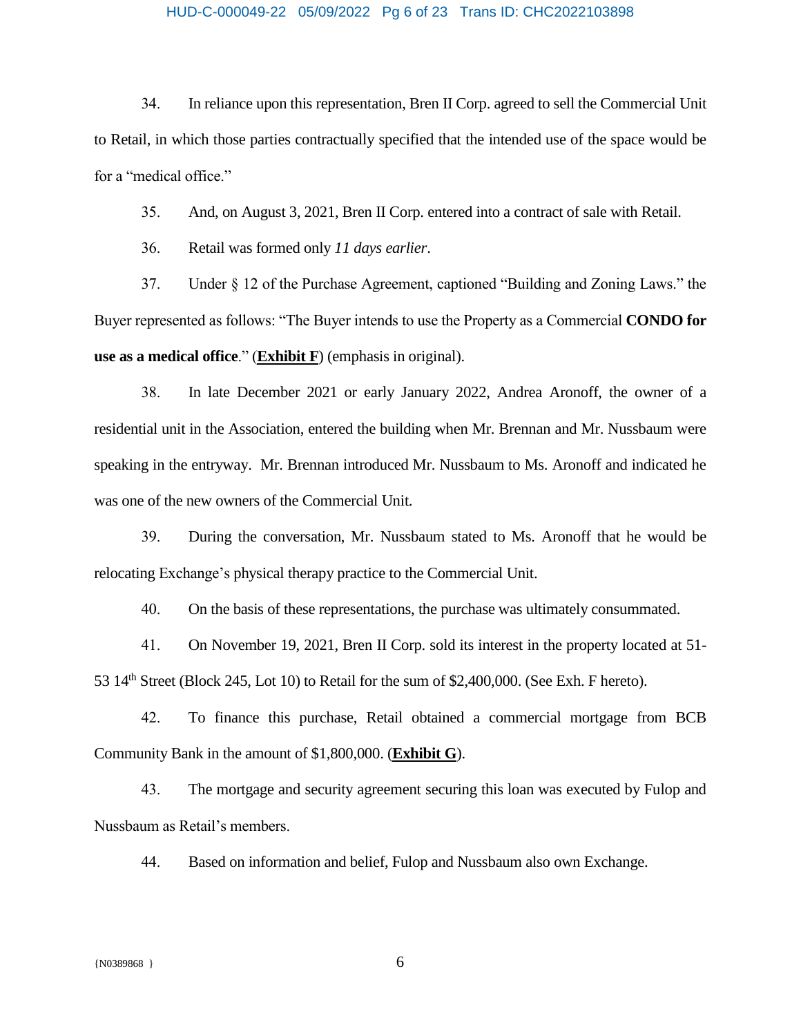34. In reliance upon this representation, Bren II Corp. agreed to sell the Commercial Unit to Retail, in which those parties contractually specified that the intended use of the space would be for a "medical office."

35. And, on August 3, 2021, Bren II Corp. entered into a contract of sale with Retail.

36. Retail was formed only *11 days earlier*.

37. Under § 12 of the Purchase Agreement, captioned "Building and Zoning Laws." the Buyer represented as follows: "The Buyer intends to use the Property as a Commercial **CONDO for use as a medical office**." (**Exhibit F**) (emphasis in original).

38. In late December 2021 or early January 2022, Andrea Aronoff, the owner of a residential unit in the Association, entered the building when Mr. Brennan and Mr. Nussbaum were speaking in the entryway. Mr. Brennan introduced Mr. Nussbaum to Ms. Aronoff and indicated he was one of the new owners of the Commercial Unit.

39. During the conversation, Mr. Nussbaum stated to Ms. Aronoff that he would be relocating Exchange's physical therapy practice to the Commercial Unit.

40. On the basis of these representations, the purchase was ultimately consummated.

41. On November 19, 2021, Bren II Corp. sold its interest in the property located at 51-53 14th Street (Block 245, Lot 10) to Retail for the sum of $2,400,000. (See Exh. F hereto).

42. To finance this purchase, Retail obtained a commercial mortgage from BCB Community Bank in the amount of $1,800,000. (**Exhibit G**).

43. The mortgage and security agreement securing this loan was executed by Fulop and Nussbaum as Retail's members.

44. Based on information and belief, Fulop and Nussbaum also own Exchange.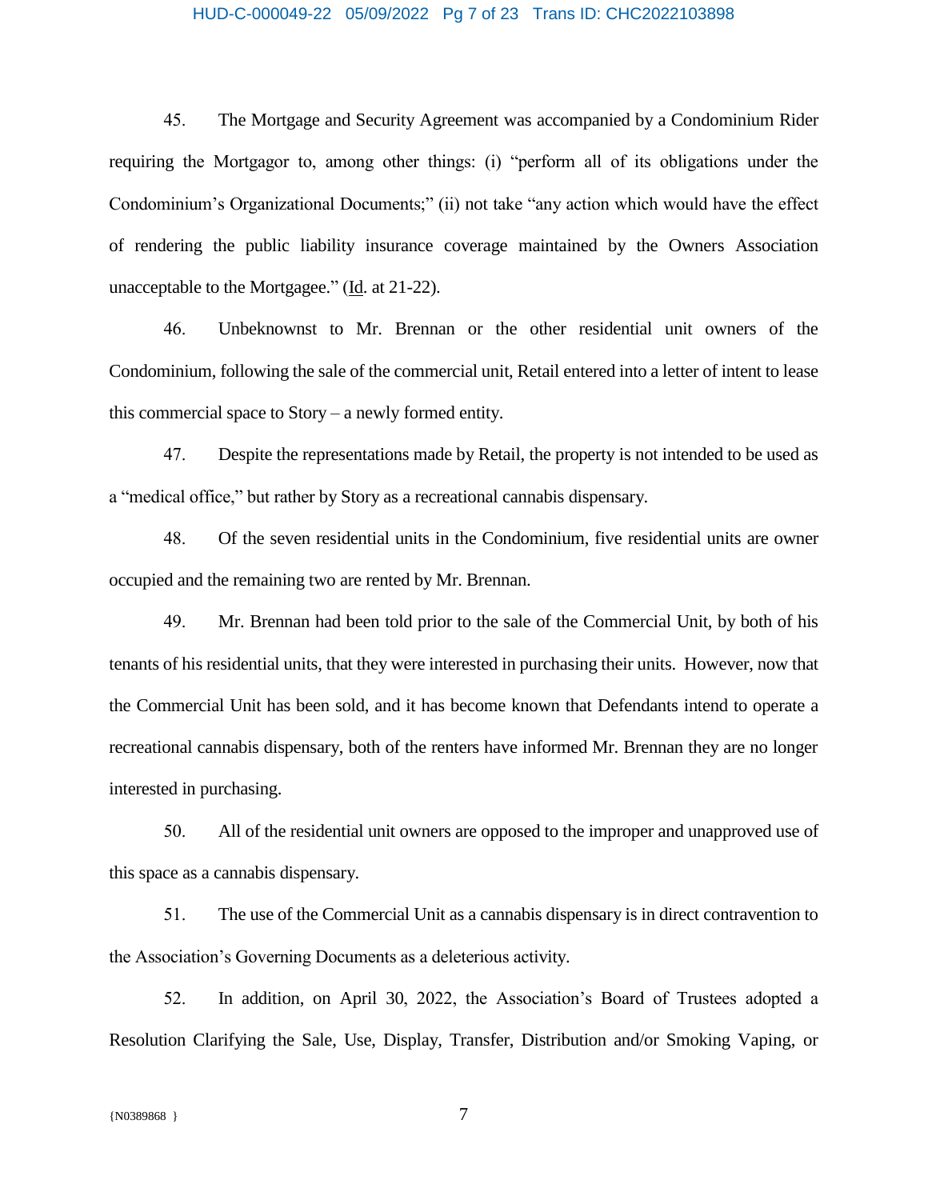45. The Mortgage and Security Agreement was accompanied by a Condominium Rider requiring the Mortgagor to, among other things: (i) "perform all of its obligations under the Condominium's Organizational Documents;" (ii) not take "any action which would have the effect of rendering the public liability insurance coverage maintained by the Owners Association unacceptable to the Mortgagee." (Id. at 21-22).

46. Unbeknownst to Mr. Brennan or the other residential unit owners of the Condominium, following the sale of the commercial unit, Retail entered into a letter of intent to lease this commercial space to Story – a newly formed entity.

47. Despite the representations made by Retail, the property is not intended to be used as a "medical office," but rather by Story as a recreational cannabis dispensary.

48. Of the seven residential units in the Condominium, five residential units are owner occupied and the remaining two are rented by Mr. Brennan.

49. Mr. Brennan had been told prior to the sale of the Commercial Unit, by both of his tenants of his residential units, that they were interested in purchasing their units. However, now that the Commercial Unit has been sold, and it has become known that Defendants intend to operate a recreational cannabis dispensary, both of the renters have informed Mr. Brennan they are no longer interested in purchasing.

50. All of the residential unit owners are opposed to the improper and unapproved use of this space as a cannabis dispensary.

51. The use of the Commercial Unit as a cannabis dispensary is in direct contravention to the Association's Governing Documents as a deleterious activity.

52. In addition, on April 30, 2022, the Association's Board of Trustees adopted a Resolution Clarifying the Sale, Use, Display, Transfer, Distribution and/or Smoking Vaping, or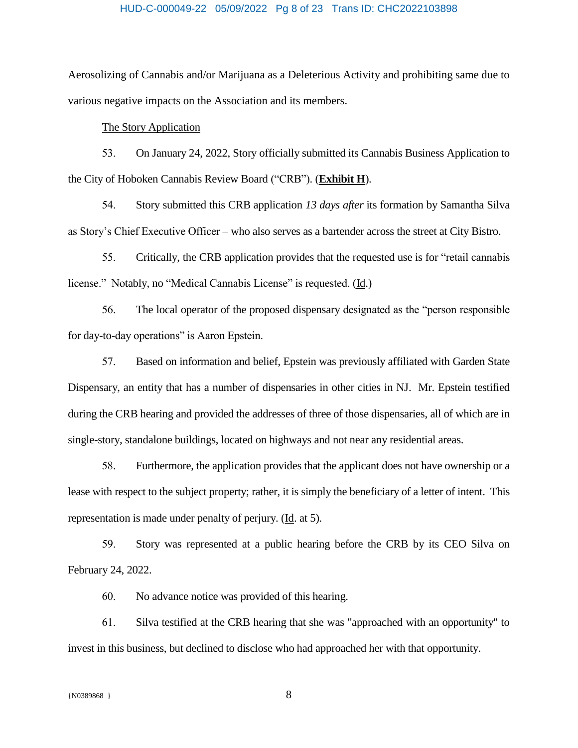Aerosolizing of Cannabis and/or Marijuana as a Deleterious Activity and prohibiting same due to various negative impacts on the Association and its members.

<u>The Story Application</u>

53. On January 24, 2022, Story officially submitted its Cannabis Business Application to the City of Hoboken Cannabis Review Board ("CRB"). (**<u>Exhibit H</u>**).

54. Story submitted this CRB application *13 days after* its formation by Samantha Silva as Story's Chief Executive Officer – who also serves as a bartender across the street at City Bistro.

55. Critically, the CRB application provides that the requested use is for "retail cannabis license." Notably, no "Medical Cannabis License" is requested. (<u>Id</u>.)

56. The local operator of the proposed dispensary designated as the "person responsible for day-to-day operations" is Aaron Epstein.

57. Based on information and belief, Epstein was previously affiliated with Garden State Dispensary, an entity that has a number of dispensaries in other cities in NJ. Mr. Epstein testified during the CRB hearing and provided the addresses of three of those dispensaries, all of which are in single-story, standalone buildings, located on highways and not near any residential areas.

58. Furthermore, the application provides that the applicant does not have ownership or a lease with respect to the subject property; rather, it is simply the beneficiary of a letter of intent. This representation is made under penalty of perjury. (<u>Id</u>. at 5).

59. Story was represented at a public hearing before the CRB by its CEO Silva on February 24, 2022.

60. No advance notice was provided of this hearing.

61. Silva testified at the CRB hearing that she was "approached with an opportunity" to invest in this business, but declined to disclose who had approached her with that opportunity.

{N0389868 }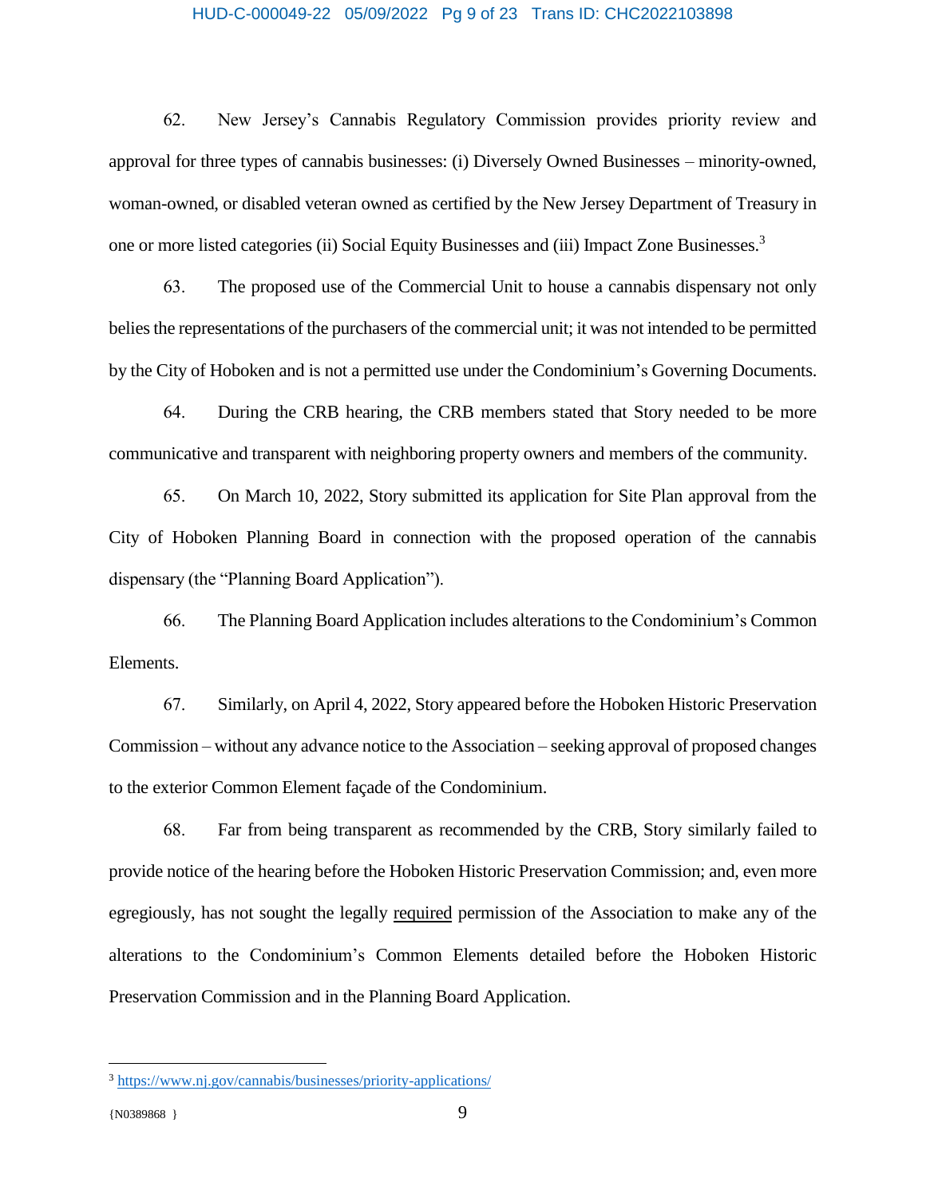62. New Jersey's Cannabis Regulatory Commission provides priority review and approval for three types of cannabis businesses: (i) Diversely Owned Businesses – minority-owned, woman-owned, or disabled veteran owned as certified by the New Jersey Department of Treasury in one or more listed categories (ii) Social Equity Businesses and (iii) Impact Zone Businesses.[3]

63. The proposed use of the Commercial Unit to house a cannabis dispensary not only belies the representations of the purchasers of the commercial unit; it was not intended to be permitted by the City of Hoboken and is not a permitted use under the Condominium's Governing Documents.

64. During the CRB hearing, the CRB members stated that Story needed to be more communicative and transparent with neighboring property owners and members of the community.

65. On March 10, 2022, Story submitted its application for Site Plan approval from the City of Hoboken Planning Board in connection with the proposed operation of the cannabis dispensary (the "Planning Board Application").

66. The Planning Board Application includes alterations to the Condominium's Common Elements.

67. Similarly, on April 4, 2022, Story appeared before the Hoboken Historic Preservation Commission – without any advance notice to the Association – seeking approval of proposed changes to the exterior Common Element façade of the Condominium.

68. Far from being transparent as recommended by the CRB, Story similarly failed to provide notice of the hearing before the Hoboken Historic Preservation Commission; and, even more egregiously, has not sought the legally <u>required</u> permission of the Association to make any of the alterations to the Condominium's Common Elements detailed before the Hoboken Historic Preservation Commission and in the Planning Board Application.

---

[3] https://www.nj.gov/cannabis/businesses/priority-applications/

{N0389868 }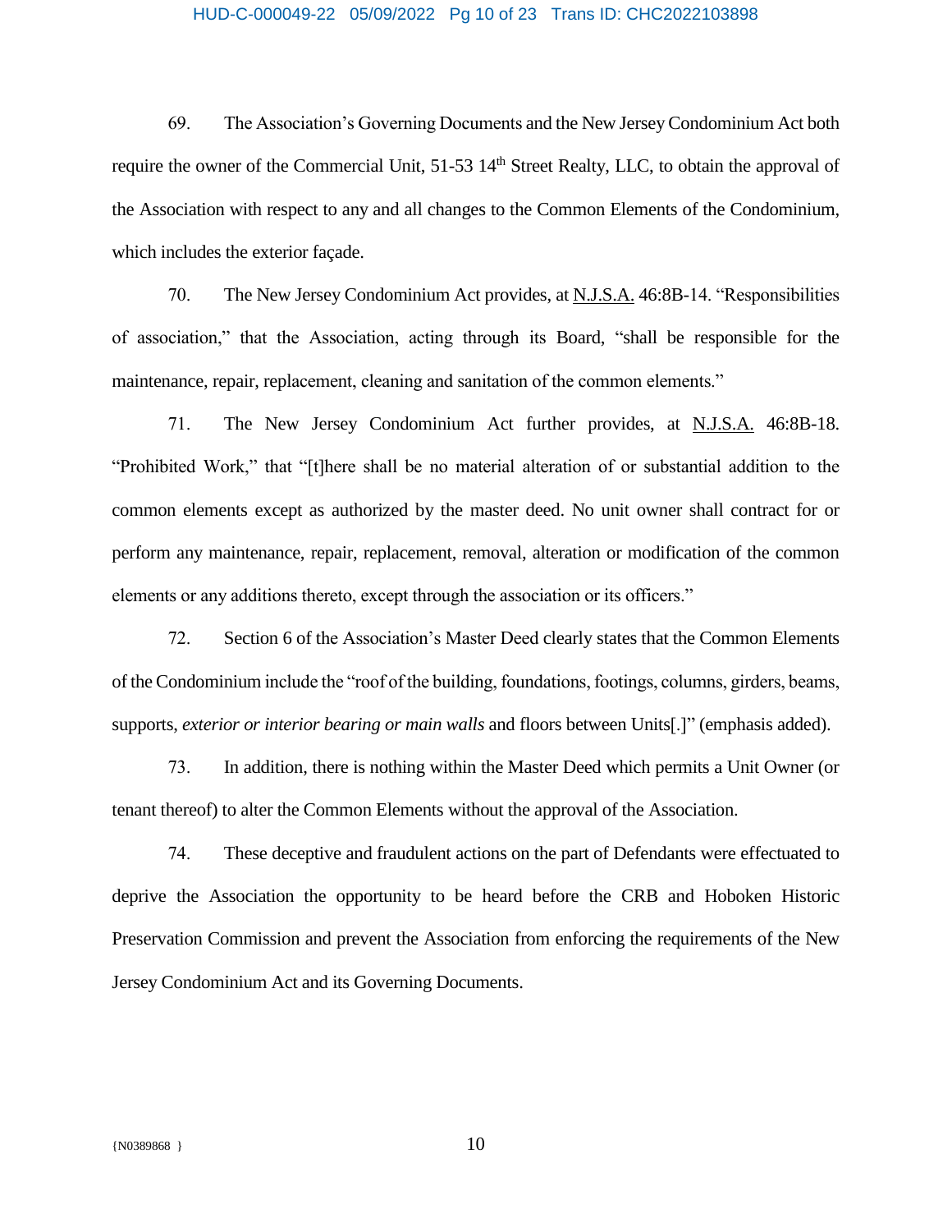69. The Association's Governing Documents and the New Jersey Condominium Act both require the owner of the Commercial Unit, 51-53 14th Street Realty, LLC, to obtain the approval of the Association with respect to any and all changes to the Common Elements of the Condominium, which includes the exterior façade.

70. The New Jersey Condominium Act provides, at N.J.S.A. 46:8B-14. "Responsibilities of association," that the Association, acting through its Board, "shall be responsible for the maintenance, repair, replacement, cleaning and sanitation of the common elements."

71. The New Jersey Condominium Act further provides, at N.J.S.A. 46:8B-18. "Prohibited Work," that "[t]here shall be no material alteration of or substantial addition to the common elements except as authorized by the master deed. No unit owner shall contract for or perform any maintenance, repair, replacement, removal, alteration or modification of the common elements or any additions thereto, except through the association or its officers."

72. Section 6 of the Association's Master Deed clearly states that the Common Elements of the Condominium include the "roof of the building, foundations, footings, columns, girders, beams, supports, *exterior or interior bearing or main walls* and floors between Units[.]" (emphasis added).

73. In addition, there is nothing within the Master Deed which permits a Unit Owner (or tenant thereof) to alter the Common Elements without the approval of the Association.

74. These deceptive and fraudulent actions on the part of Defendants were effectuated to deprive the Association the opportunity to be heard before the CRB and Hoboken Historic Preservation Commission and prevent the Association from enforcing the requirements of the New Jersey Condominium Act and its Governing Documents.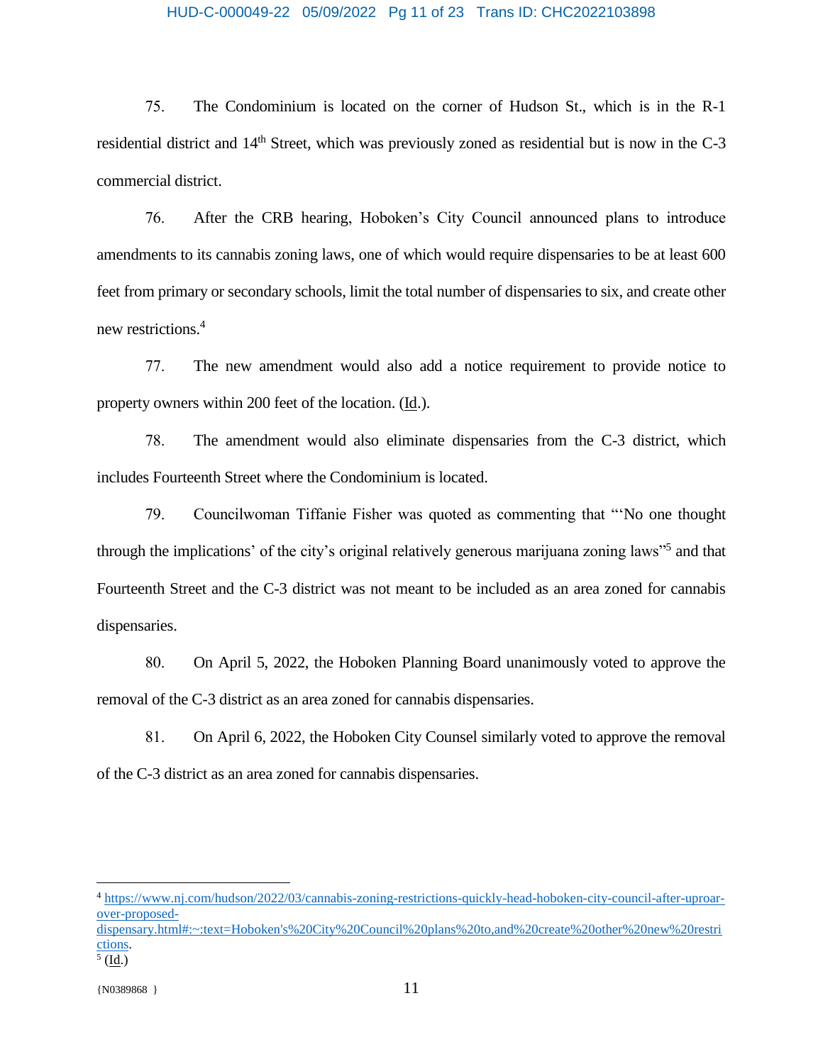75. The Condominium is located on the corner of Hudson St., which is in the R-1 residential district and 14th Street, which was previously zoned as residential but is now in the C-3 commercial district.

76. After the CRB hearing, Hoboken's City Council announced plans to introduce amendments to its cannabis zoning laws, one of which would require dispensaries to be at least 600 feet from primary or secondary schools, limit the total number of dispensaries to six, and create other new restrictions.[4]

77. The new amendment would also add a notice requirement to provide notice to property owners within 200 feet of the location. (Id.).

78. The amendment would also eliminate dispensaries from the C-3 district, which includes Fourteenth Street where the Condominium is located.

79. Councilwoman Tiffanie Fisher was quoted as commenting that "'No one thought through the implications' of the city's original relatively generous marijuana zoning laws"[5] and that Fourteenth Street and the C-3 district was not meant to be included as an area zoned for cannabis dispensaries.

80. On April 5, 2022, the Hoboken Planning Board unanimously voted to approve the removal of the C-3 district as an area zoned for cannabis dispensaries.

81. On April 6, 2022, the Hoboken City Counsel similarly voted to approve the removal of the C-3 district as an area zoned for cannabis dispensaries.

---

[4] https://www.nj.com/hudson/2022/03/cannabis-zoning-restrictions-quickly-head-hoboken-city-council-after-uproar-over-proposed-dispensary.html#:~:text=Hoboken's%20City%20Council%20plans%20to,and%20create%20other%20new%20restrictions.

[5] (Id.)

{N0389868 }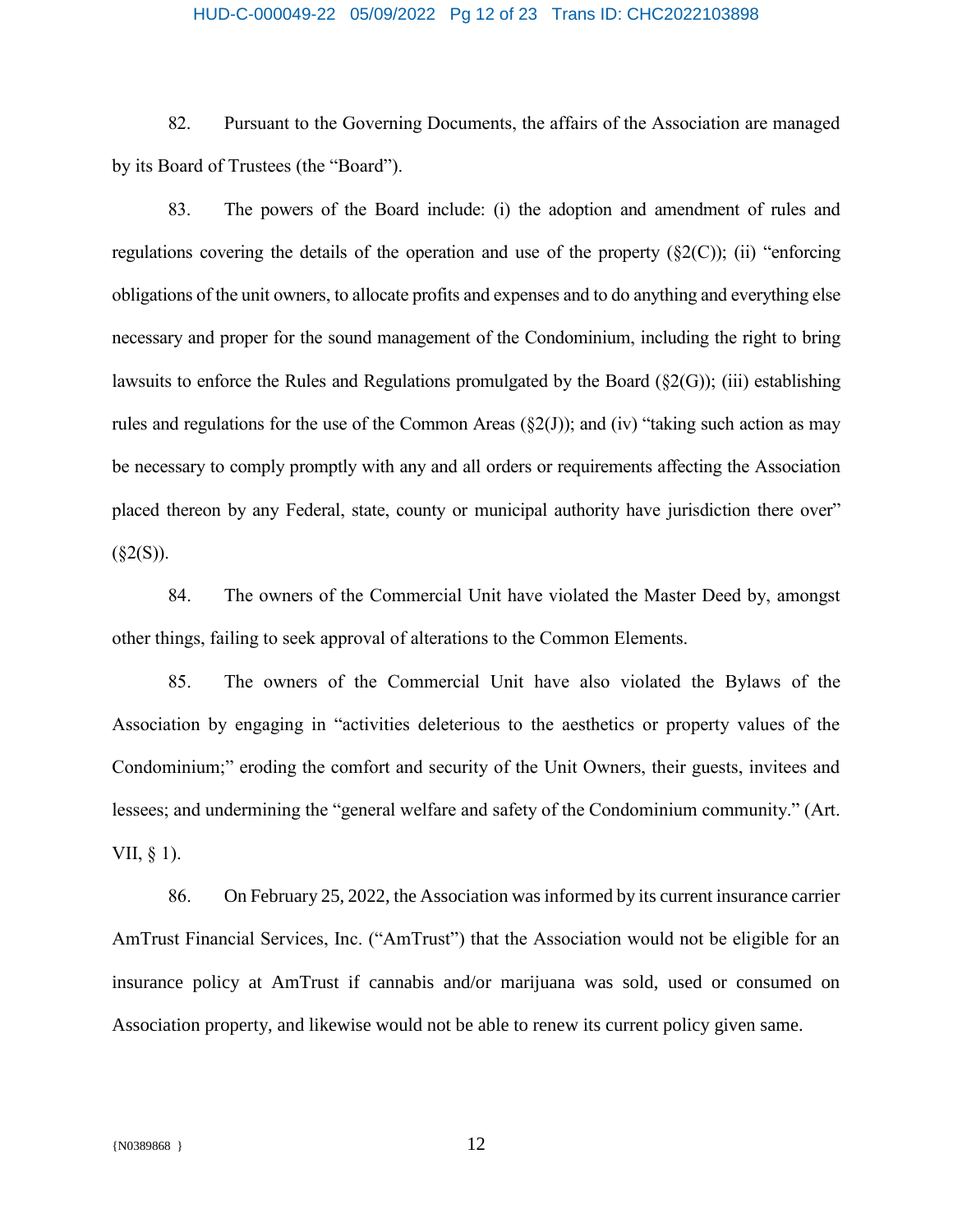82. Pursuant to the Governing Documents, the affairs of the Association are managed by its Board of Trustees (the "Board").

83. The powers of the Board include: (i) the adoption and amendment of rules and regulations covering the details of the operation and use of the property (§2(C)); (ii) "enforcing obligations of the unit owners, to allocate profits and expenses and to do anything and everything else necessary and proper for the sound management of the Condominium, including the right to bring lawsuits to enforce the Rules and Regulations promulgated by the Board (§2(G)); (iii) establishing rules and regulations for the use of the Common Areas (§2(J)); and (iv) "taking such action as may be necessary to comply promptly with any and all orders or requirements affecting the Association placed thereon by any Federal, state, county or municipal authority have jurisdiction there over" (§2(S)).

84. The owners of the Commercial Unit have violated the Master Deed by, amongst other things, failing to seek approval of alterations to the Common Elements.

85. The owners of the Commercial Unit have also violated the Bylaws of the Association by engaging in "activities deleterious to the aesthetics or property values of the Condominium;" eroding the comfort and security of the Unit Owners, their guests, invitees and lessees; and undermining the "general welfare and safety of the Condominium community." (Art. VII, § 1).

86. On February 25, 2022, the Association was informed by its current insurance carrier AmTrust Financial Services, Inc. ("AmTrust") that the Association would not be eligible for an insurance policy at AmTrust if cannabis and/or marijuana was sold, used or consumed on Association property, and likewise would not be able to renew its current policy given same.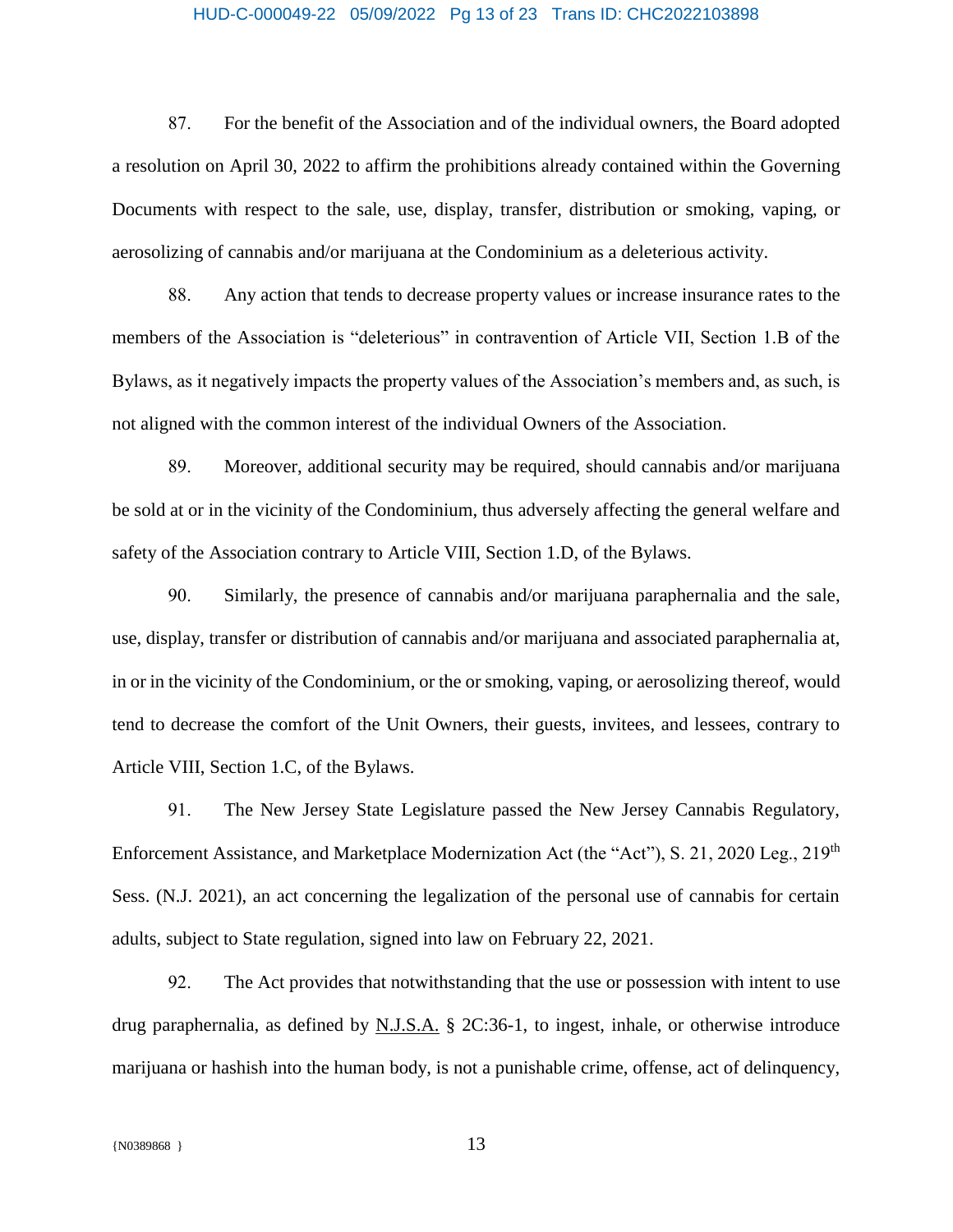87. For the benefit of the Association and of the individual owners, the Board adopted a resolution on April 30, 2022 to affirm the prohibitions already contained within the Governing Documents with respect to the sale, use, display, transfer, distribution or smoking, vaping, or aerosolizing of cannabis and/or marijuana at the Condominium as a deleterious activity.

88. Any action that tends to decrease property values or increase insurance rates to the members of the Association is "deleterious" in contravention of Article VII, Section 1.B of the Bylaws, as it negatively impacts the property values of the Association's members and, as such, is not aligned with the common interest of the individual Owners of the Association.

89. Moreover, additional security may be required, should cannabis and/or marijuana be sold at or in the vicinity of the Condominium, thus adversely affecting the general welfare and safety of the Association contrary to Article VIII, Section 1.D, of the Bylaws.

90. Similarly, the presence of cannabis and/or marijuana paraphernalia and the sale, use, display, transfer or distribution of cannabis and/or marijuana and associated paraphernalia at, in or in the vicinity of the Condominium, or the or smoking, vaping, or aerosolizing thereof, would tend to decrease the comfort of the Unit Owners, their guests, invitees, and lessees, contrary to Article VIII, Section 1.C, of the Bylaws.

91. The New Jersey State Legislature passed the New Jersey Cannabis Regulatory, Enforcement Assistance, and Marketplace Modernization Act (the "Act"), S. 21, 2020 Leg., 219th Sess. (N.J. 2021), an act concerning the legalization of the personal use of cannabis for certain adults, subject to State regulation, signed into law on February 22, 2021.

92. The Act provides that notwithstanding that the use or possession with intent to use drug paraphernalia, as defined by N.J.S.A. § 2C:36-1, to ingest, inhale, or otherwise introduce marijuana or hashish into the human body, is not a punishable crime, offense, act of delinquency,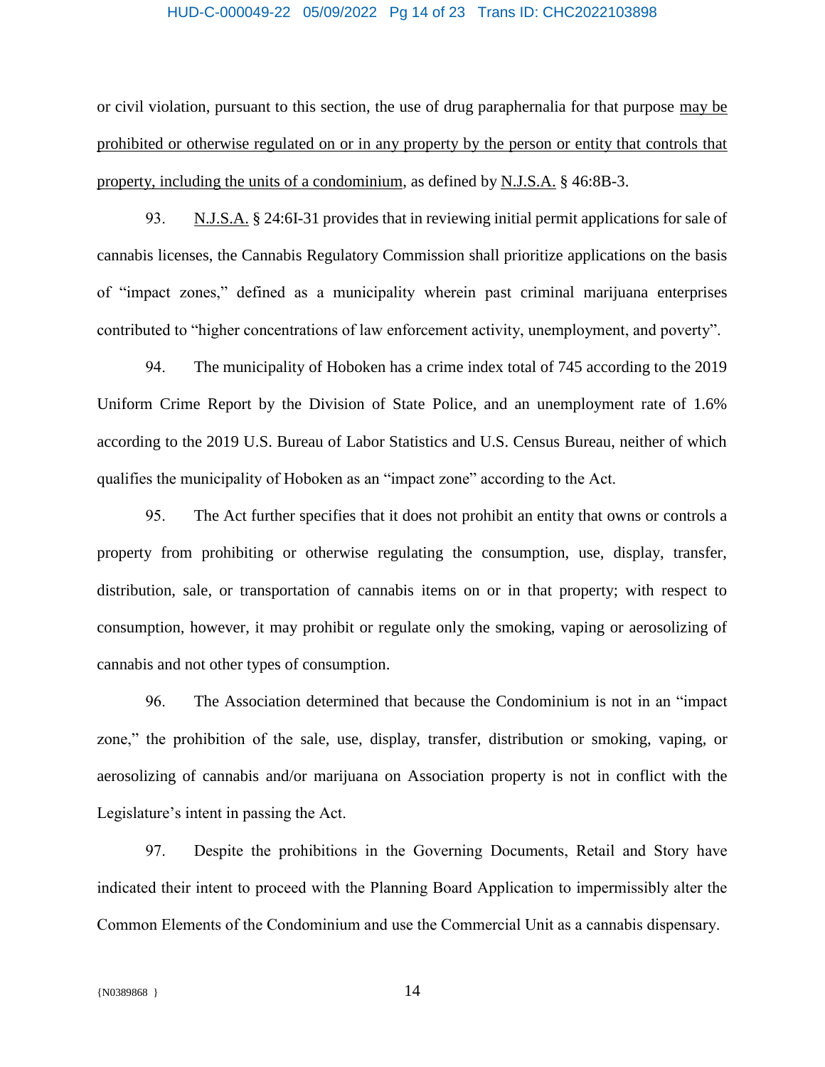or civil violation, pursuant to this section, the use of drug paraphernalia for that purpose <u>may be prohibited or otherwise regulated on or in any property by the person or entity that controls that property, including the units of a condominium</u>, as defined by <u>N.J.S.A.</u> § 46:8B-3.

93. <u>N.J.S.A.</u> § 24:6I-31 provides that in reviewing initial permit applications for sale of cannabis licenses, the Cannabis Regulatory Commission shall prioritize applications on the basis of "impact zones," defined as a municipality wherein past criminal marijuana enterprises contributed to "higher concentrations of law enforcement activity, unemployment, and poverty".

94. The municipality of Hoboken has a crime index total of 745 according to the 2019 Uniform Crime Report by the Division of State Police, and an unemployment rate of 1.6% according to the 2019 U.S. Bureau of Labor Statistics and U.S. Census Bureau, neither of which qualifies the municipality of Hoboken as an "impact zone" according to the Act.

95. The Act further specifies that it does not prohibit an entity that owns or controls a property from prohibiting or otherwise regulating the consumption, use, display, transfer, distribution, sale, or transportation of cannabis items on or in that property; with respect to consumption, however, it may prohibit or regulate only the smoking, vaping or aerosolizing of cannabis and not other types of consumption.

96. The Association determined that because the Condominium is not in an "impact zone," the prohibition of the sale, use, display, transfer, distribution or smoking, vaping, or aerosolizing of cannabis and/or marijuana on Association property is not in conflict with the Legislature's intent in passing the Act.

97. Despite the prohibitions in the Governing Documents, Retail and Story have indicated their intent to proceed with the Planning Board Application to impermissibly alter the Common Elements of the Condominium and use the Commercial Unit as a cannabis dispensary.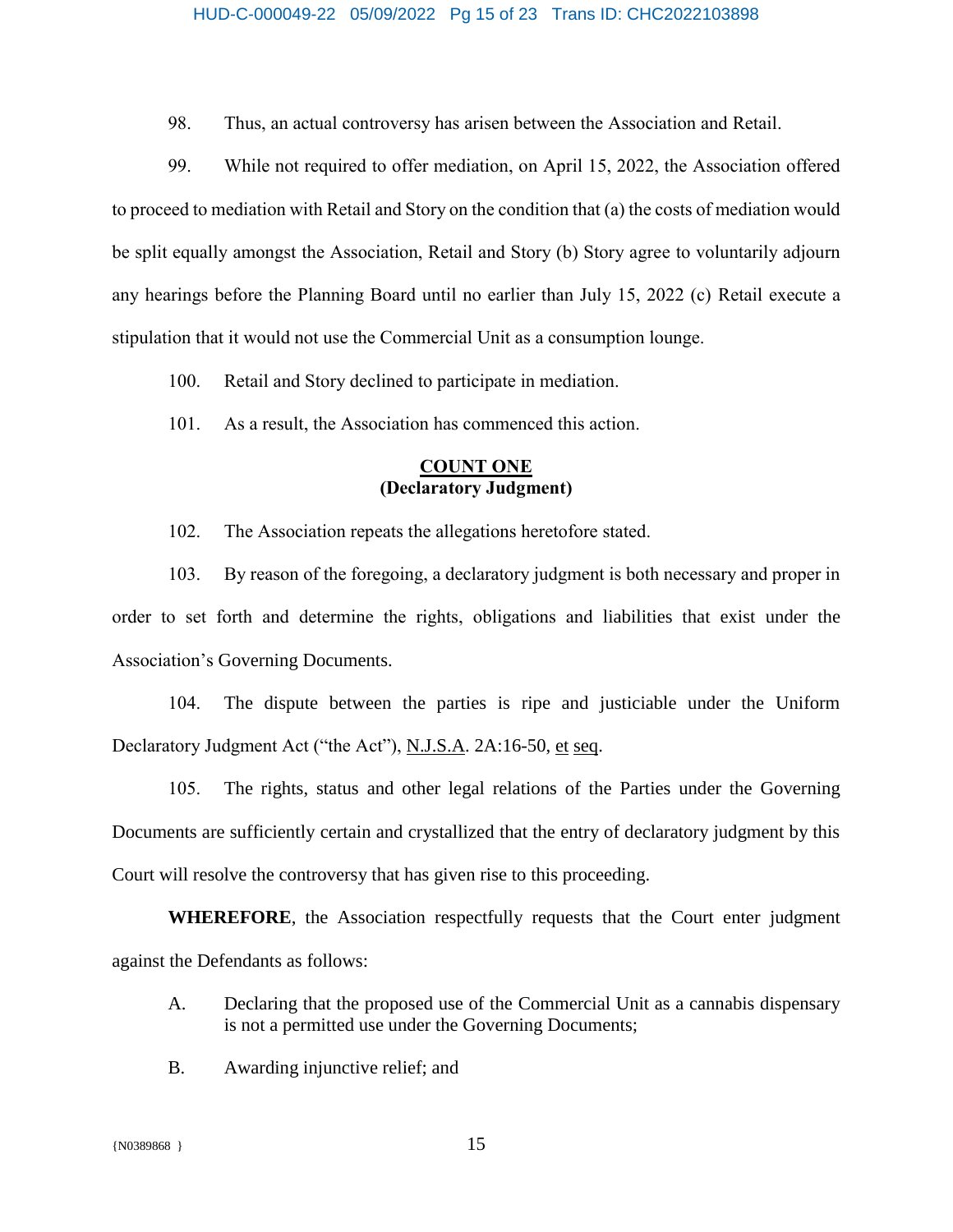98. Thus, an actual controversy has arisen between the Association and Retail.

99. While not required to offer mediation, on April 15, 2022, the Association offered to proceed to mediation with Retail and Story on the condition that (a) the costs of mediation would be split equally amongst the Association, Retail and Story (b) Story agree to voluntarily adjourn any hearings before the Planning Board until no earlier than July 15, 2022 (c) Retail execute a stipulation that it would not use the Commercial Unit as a consumption lounge.

100. Retail and Story declined to participate in mediation.

101. As a result, the Association has commenced this action.

**COUNT ONE**
**(Declaratory Judgment)**

102. The Association repeats the allegations heretofore stated.

103. By reason of the foregoing, a declaratory judgment is both necessary and proper in order to set forth and determine the rights, obligations and liabilities that exist under the Association's Governing Documents.

104. The dispute between the parties is ripe and justiciable under the Uniform Declaratory Judgment Act ("the Act"), N.J.S.A. 2A:16-50, et seq.

105. The rights, status and other legal relations of the Parties under the Governing Documents are sufficiently certain and crystallized that the entry of declaratory judgment by this Court will resolve the controversy that has given rise to this proceeding.

**WHEREFORE**, the Association respectfully requests that the Court enter judgment against the Defendants as follows:

A. Declaring that the proposed use of the Commercial Unit as a cannabis dispensary is not a permitted use under the Governing Documents;

B. Awarding injunctive relief; and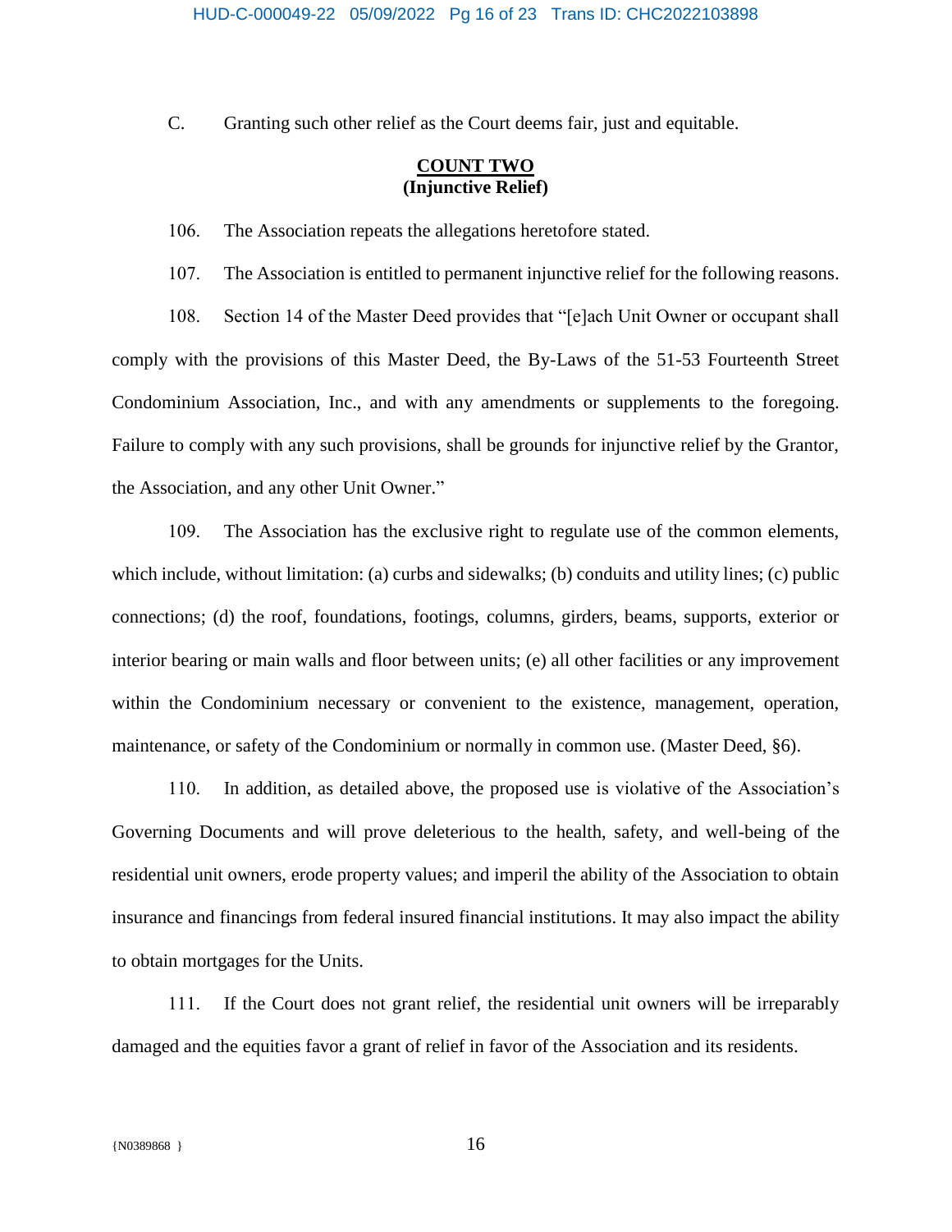C. Granting such other relief as the Court deems fair, just and equitable.

**COUNT TWO**
**(Injunctive Relief)**

106. The Association repeats the allegations heretofore stated.

107. The Association is entitled to permanent injunctive relief for the following reasons.

108. Section 14 of the Master Deed provides that "[e]ach Unit Owner or occupant shall comply with the provisions of this Master Deed, the By-Laws of the 51-53 Fourteenth Street Condominium Association, Inc., and with any amendments or supplements to the foregoing. Failure to comply with any such provisions, shall be grounds for injunctive relief by the Grantor, the Association, and any other Unit Owner."

109. The Association has the exclusive right to regulate use of the common elements, which include, without limitation: (a) curbs and sidewalks; (b) conduits and utility lines; (c) public connections; (d) the roof, foundations, footings, columns, girders, beams, supports, exterior or interior bearing or main walls and floor between units; (e) all other facilities or any improvement within the Condominium necessary or convenient to the existence, management, operation, maintenance, or safety of the Condominium or normally in common use. (Master Deed, §6).

110. In addition, as detailed above, the proposed use is violative of the Association's Governing Documents and will prove deleterious to the health, safety, and well-being of the residential unit owners, erode property values; and imperil the ability of the Association to obtain insurance and financings from federal insured financial institutions. It may also impact the ability to obtain mortgages for the Units.

111. If the Court does not grant relief, the residential unit owners will be irreparably damaged and the equities favor a grant of relief in favor of the Association and its residents.

{N0389868 }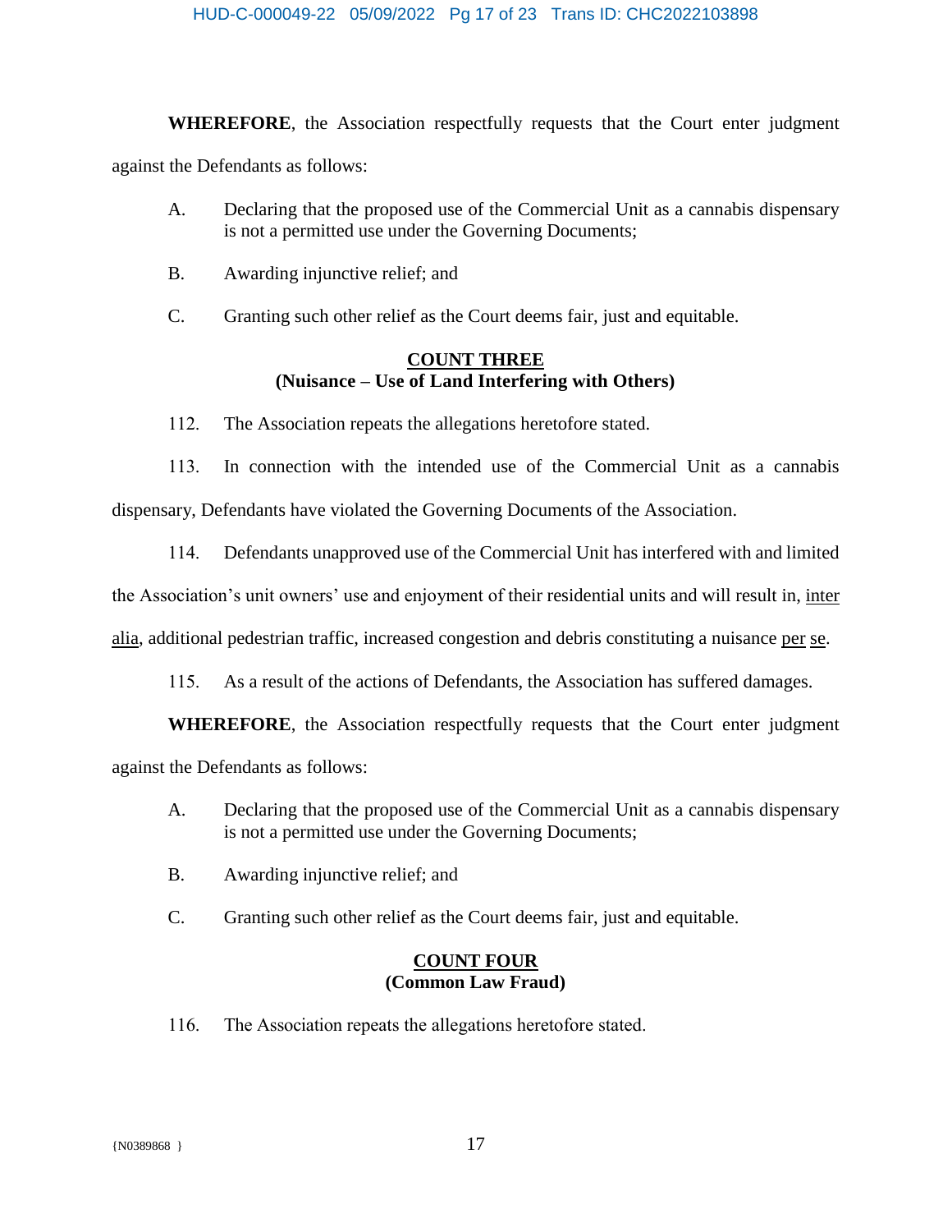**WHEREFORE**, the Association respectfully requests that the Court enter judgment against the Defendants as follows:

A. Declaring that the proposed use of the Commercial Unit as a cannabis dispensary is not a permitted use under the Governing Documents;

B. Awarding injunctive relief; and

C. Granting such other relief as the Court deems fair, just and equitable.

**COUNT THREE**
**(Nuisance – Use of Land Interfering with Others)**

112. The Association repeats the allegations heretofore stated.

113. In connection with the intended use of the Commercial Unit as a cannabis dispensary, Defendants have violated the Governing Documents of the Association.

114. Defendants unapproved use of the Commercial Unit has interfered with and limited the Association's unit owners' use and enjoyment of their residential units and will result in, inter alia, additional pedestrian traffic, increased congestion and debris constituting a nuisance per se.

115. As a result of the actions of Defendants, the Association has suffered damages.

**WHEREFORE**, the Association respectfully requests that the Court enter judgment against the Defendants as follows:

A. Declaring that the proposed use of the Commercial Unit as a cannabis dispensary is not a permitted use under the Governing Documents;

B. Awarding injunctive relief; and

C. Granting such other relief as the Court deems fair, just and equitable.

**COUNT FOUR**
**(Common Law Fraud)**

116. The Association repeats the allegations heretofore stated.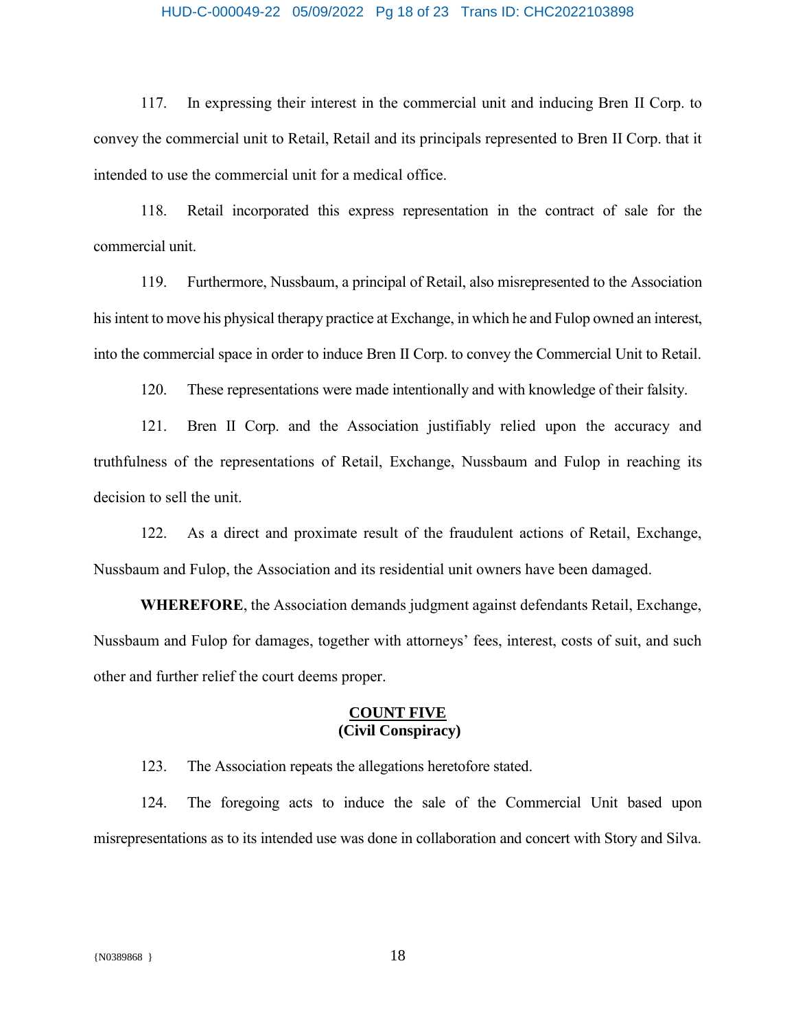117. In expressing their interest in the commercial unit and inducing Bren II Corp. to convey the commercial unit to Retail, Retail and its principals represented to Bren II Corp. that it intended to use the commercial unit for a medical office.

118. Retail incorporated this express representation in the contract of sale for the commercial unit.

119. Furthermore, Nussbaum, a principal of Retail, also misrepresented to the Association his intent to move his physical therapy practice at Exchange, in which he and Fulop owned an interest, into the commercial space in order to induce Bren II Corp. to convey the Commercial Unit to Retail.

120. These representations were made intentionally and with knowledge of their falsity.

121. Bren II Corp. and the Association justifiably relied upon the accuracy and truthfulness of the representations of Retail, Exchange, Nussbaum and Fulop in reaching its decision to sell the unit.

122. As a direct and proximate result of the fraudulent actions of Retail, Exchange, Nussbaum and Fulop, the Association and its residential unit owners have been damaged.

**WHEREFORE**, the Association demands judgment against defendants Retail, Exchange, Nussbaum and Fulop for damages, together with attorneys' fees, interest, costs of suit, and such other and further relief the court deems proper.

## COUNT FIVE
## (Civil Conspiracy)

123. The Association repeats the allegations heretofore stated.

124. The foregoing acts to induce the sale of the Commercial Unit based upon misrepresentations as to its intended use was done in collaboration and concert with Story and Silva.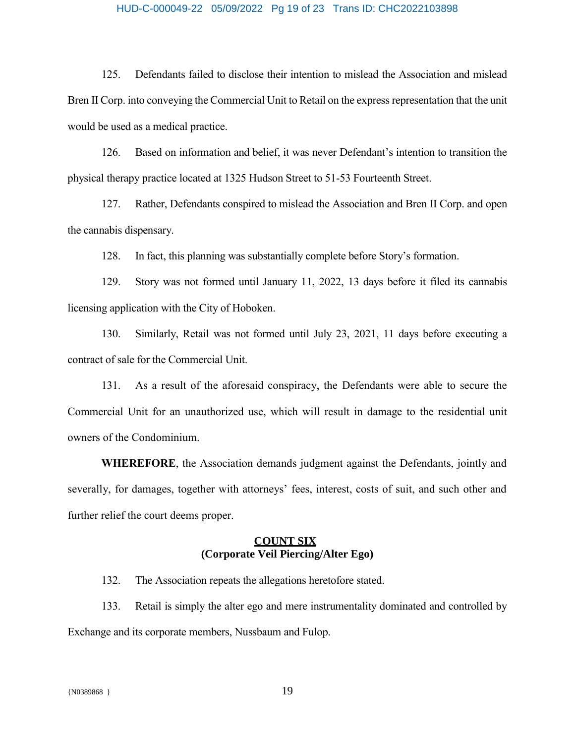125. Defendants failed to disclose their intention to mislead the Association and mislead Bren II Corp. into conveying the Commercial Unit to Retail on the express representation that the unit would be used as a medical practice.

126. Based on information and belief, it was never Defendant's intention to transition the physical therapy practice located at 1325 Hudson Street to 51-53 Fourteenth Street.

127. Rather, Defendants conspired to mislead the Association and Bren II Corp. and open the cannabis dispensary.

128. In fact, this planning was substantially complete before Story's formation.

129. Story was not formed until January 11, 2022, 13 days before it filed its cannabis licensing application with the City of Hoboken.

130. Similarly, Retail was not formed until July 23, 2021, 11 days before executing a contract of sale for the Commercial Unit.

131. As a result of the aforesaid conspiracy, the Defendants were able to secure the Commercial Unit for an unauthorized use, which will result in damage to the residential unit owners of the Condominium.

**WHEREFORE**, the Association demands judgment against the Defendants, jointly and severally, for damages, together with attorneys' fees, interest, costs of suit, and such other and further relief the court deems proper.

## COUNT SIX
## (Corporate Veil Piercing/Alter Ego)

132. The Association repeats the allegations heretofore stated.

133. Retail is simply the alter ego and mere instrumentality dominated and controlled by Exchange and its corporate members, Nussbaum and Fulop.

{N0389868 }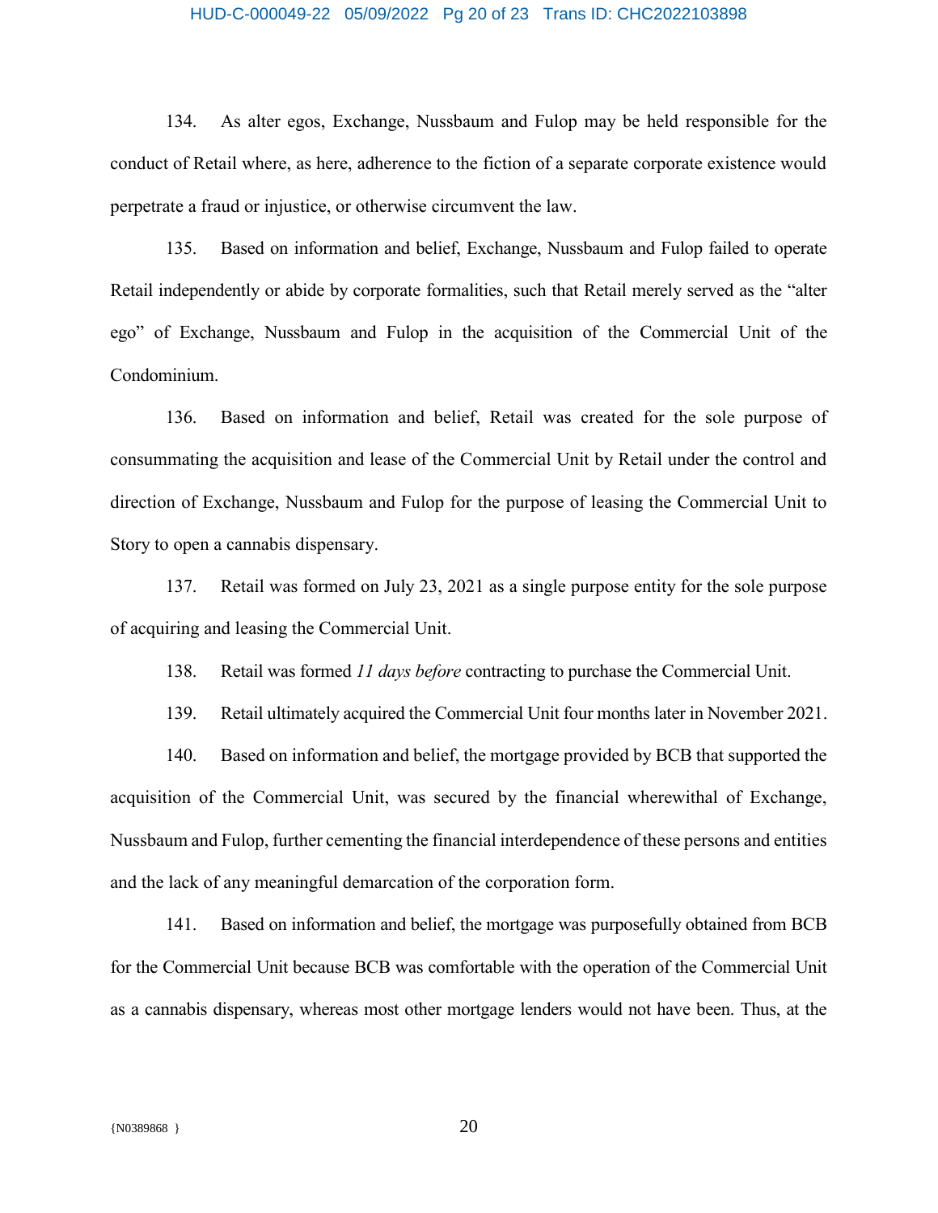134. As alter egos, Exchange, Nussbaum and Fulop may be held responsible for the conduct of Retail where, as here, adherence to the fiction of a separate corporate existence would perpetrate a fraud or injustice, or otherwise circumvent the law.

135. Based on information and belief, Exchange, Nussbaum and Fulop failed to operate Retail independently or abide by corporate formalities, such that Retail merely served as the "alter ego" of Exchange, Nussbaum and Fulop in the acquisition of the Commercial Unit of the Condominium.

136. Based on information and belief, Retail was created for the sole purpose of consummating the acquisition and lease of the Commercial Unit by Retail under the control and direction of Exchange, Nussbaum and Fulop for the purpose of leasing the Commercial Unit to Story to open a cannabis dispensary.

137. Retail was formed on July 23, 2021 as a single purpose entity for the sole purpose of acquiring and leasing the Commercial Unit.

138. Retail was formed *11 days before* contracting to purchase the Commercial Unit.

139. Retail ultimately acquired the Commercial Unit four months later in November 2021.

140. Based on information and belief, the mortgage provided by BCB that supported the acquisition of the Commercial Unit, was secured by the financial wherewithal of Exchange, Nussbaum and Fulop, further cementing the financial interdependence of these persons and entities and the lack of any meaningful demarcation of the corporation form.

141. Based on information and belief, the mortgage was purposefully obtained from BCB for the Commercial Unit because BCB was comfortable with the operation of the Commercial Unit as a cannabis dispensary, whereas most other mortgage lenders would not have been. Thus, at the

{N0389868 }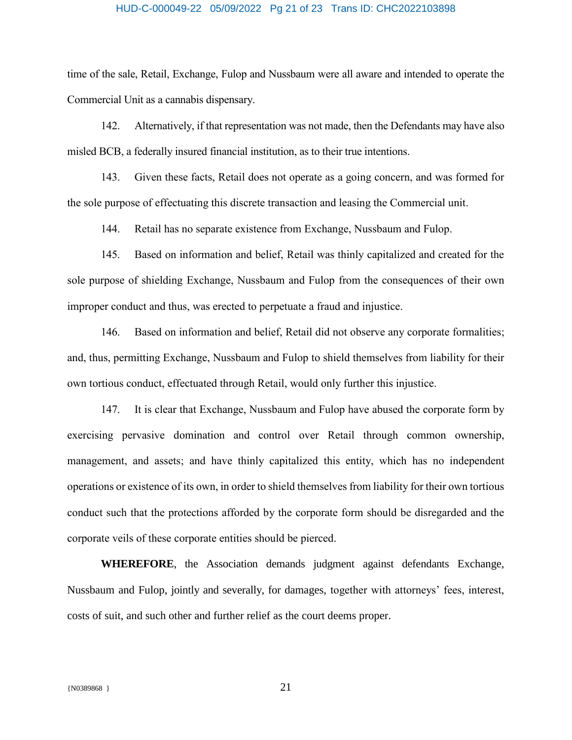time of the sale, Retail, Exchange, Fulop and Nussbaum were all aware and intended to operate the Commercial Unit as a cannabis dispensary.

142. Alternatively, if that representation was not made, then the Defendants may have also misled BCB, a federally insured financial institution, as to their true intentions.

143. Given these facts, Retail does not operate as a going concern, and was formed for the sole purpose of effectuating this discrete transaction and leasing the Commercial unit.

144. Retail has no separate existence from Exchange, Nussbaum and Fulop.

145. Based on information and belief, Retail was thinly capitalized and created for the sole purpose of shielding Exchange, Nussbaum and Fulop from the consequences of their own improper conduct and thus, was erected to perpetuate a fraud and injustice.

146. Based on information and belief, Retail did not observe any corporate formalities; and, thus, permitting Exchange, Nussbaum and Fulop to shield themselves from liability for their own tortious conduct, effectuated through Retail, would only further this injustice.

147. It is clear that Exchange, Nussbaum and Fulop have abused the corporate form by exercising pervasive domination and control over Retail through common ownership, management, and assets; and have thinly capitalized this entity, which has no independent operations or existence of its own, in order to shield themselves from liability for their own tortious conduct such that the protections afforded by the corporate form should be disregarded and the corporate veils of these corporate entities should be pierced.

**WHEREFORE**, the Association demands judgment against defendants Exchange, Nussbaum and Fulop, jointly and severally, for damages, together with attorneys' fees, interest, costs of suit, and such other and further relief as the court deems proper.

{N0389868 }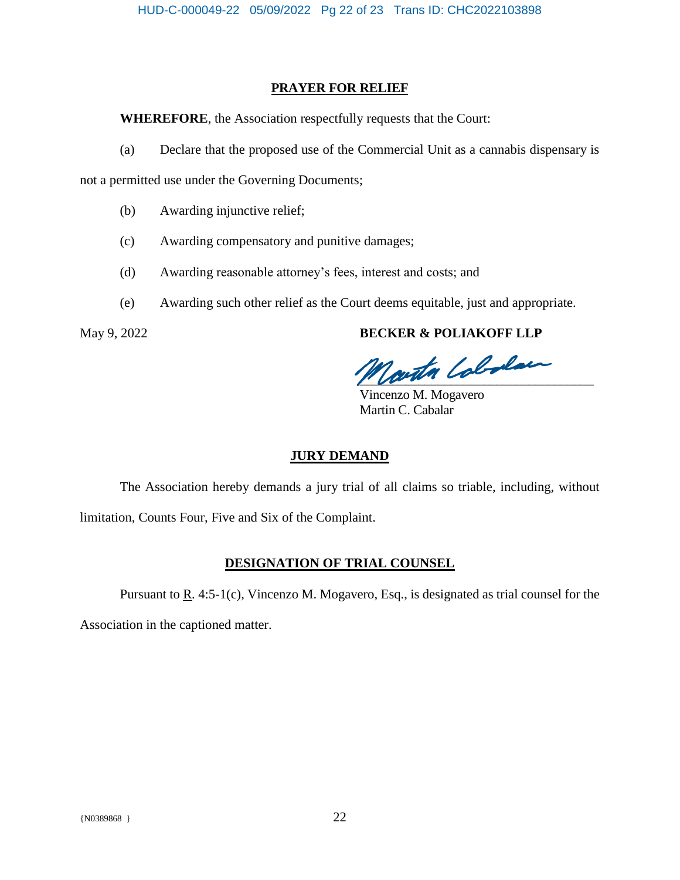## PRAYER FOR RELIEF

**WHEREFORE**, the Association respectfully requests that the Court:

(a) Declare that the proposed use of the Commercial Unit as a cannabis dispensary is not a permitted use under the Governing Documents;

(b) Awarding injunctive relief;

(c) Awarding compensatory and punitive damages;

(d) Awarding reasonable attorney's fees, interest and costs; and

(e) Awarding such other relief as the Court deems equitable, just and appropriate.

May 9, 2022

**BECKER & POLIAKOFF LLP**

Vincenzo M. Mogavero
Martin C. Cabalar

## JURY DEMAND

The Association hereby demands a jury trial of all claims so triable, including, without limitation, Counts Four, Five and Six of the Complaint.

## DESIGNATION OF TRIAL COUNSEL

Pursuant to R. 4:5-1(c), Vincenzo M. Mogavero, Esq., is designated as trial counsel for the Association in the captioned matter.

{N0389868 }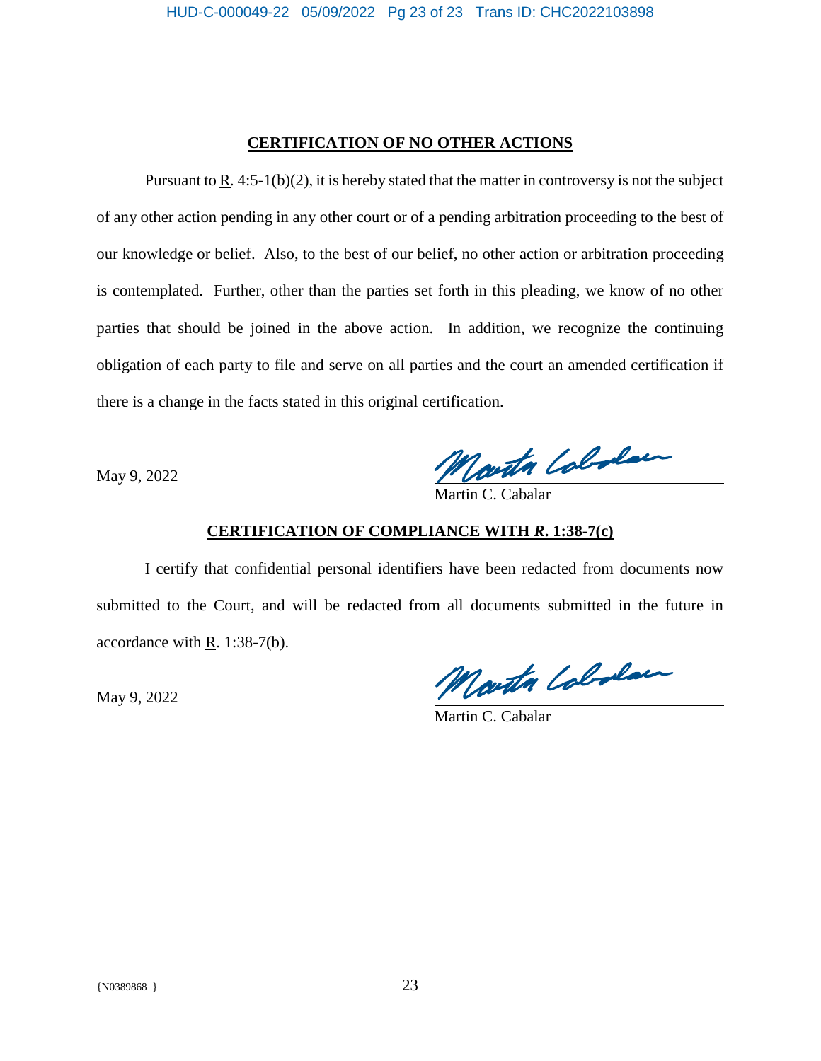## CERTIFICATION OF NO OTHER ACTIONS

Pursuant to R. 4:5-1(b)(2), it is hereby stated that the matter in controversy is not the subject of any other action pending in any other court or of a pending arbitration proceeding to the best of our knowledge or belief. Also, to the best of our belief, no other action or arbitration proceeding is contemplated. Further, other than the parties set forth in this pleading, we know of no other parties that should be joined in the above action. In addition, we recognize the continuing obligation of each party to file and serve on all parties and the court an amended certification if there is a change in the facts stated in this original certification.

May 9, 2022

Martin C. Cabalar

## CERTIFICATION OF COMPLIANCE WITH *R*. 1:38-7(c)

I certify that confidential personal identifiers have been redacted from documents now submitted to the Court, and will be redacted from all documents submitted in the future in accordance with R. 1:38-7(b).

May 9, 2022

Martin C. Cabalar

{N0389868 }